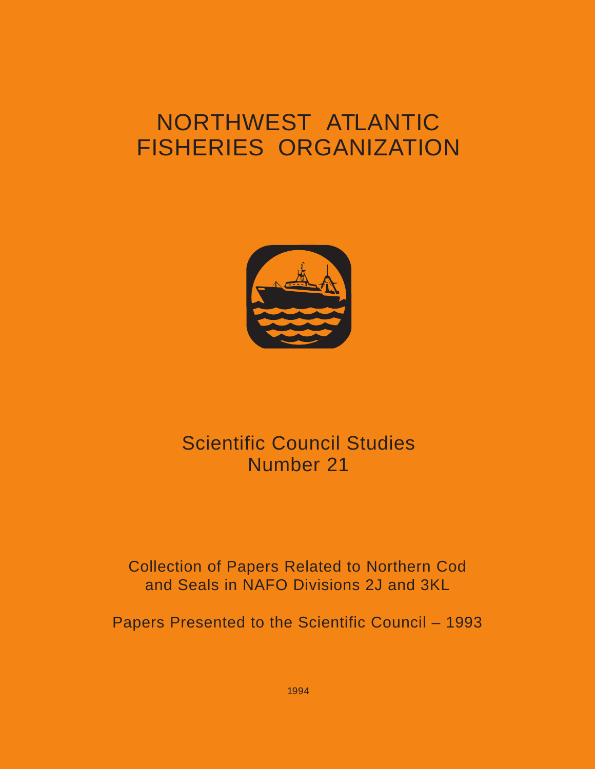# NORTHWEST ATLANTIC FISHERIES ORGANIZATION

## Scientific Council Studies
## Number 21

Collection of Papers Related to Northern Cod and Seals in NAFO Divisions 2J and 3KL

Papers Presented to the Scientific Council – 1993

1994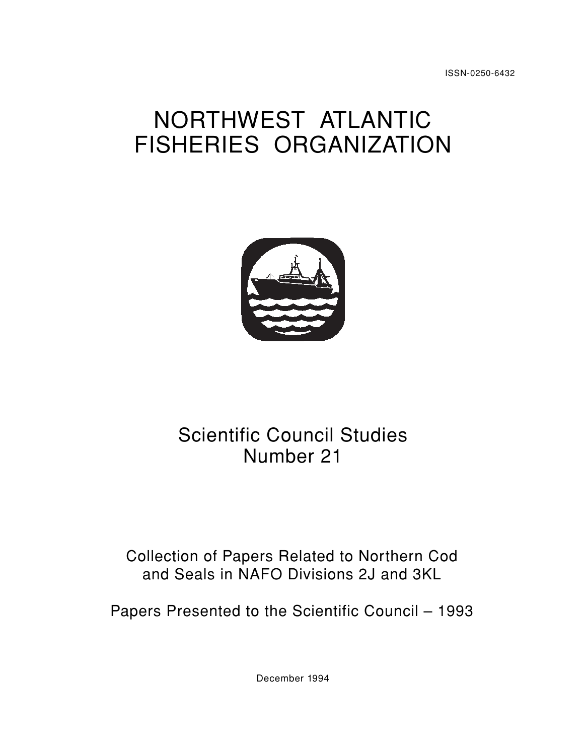ISSN-0250-6432

# NORTHWEST ATLANTIC FISHERIES ORGANIZATION

## Scientific Council Studies
## Number 21

Collection of Papers Related to Northern Cod and Seals in NAFO Divisions 2J and 3KL

Papers Presented to the Scientific Council – 1993

December 1994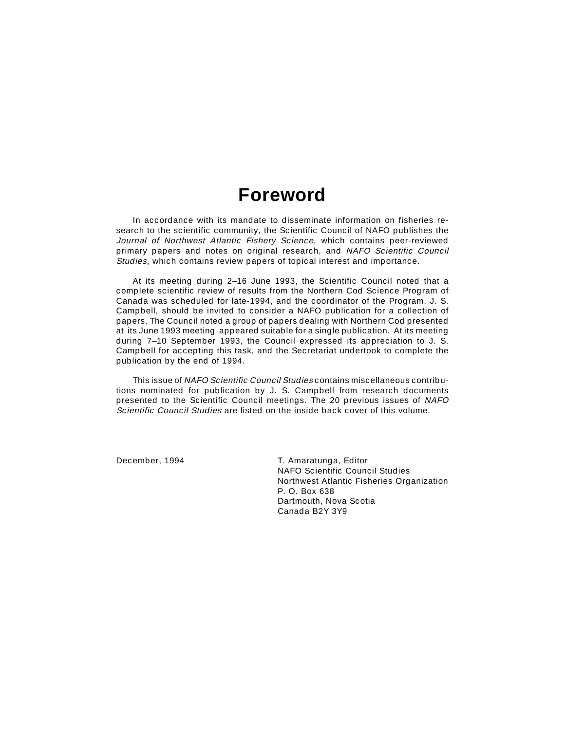# Foreword

In accordance with its mandate to disseminate information on fisheries research to the scientific community, the Scientific Council of NAFO publishes the *Journal of Northwest Atlantic Fishery Science*, which contains peer-reviewed primary papers and notes on original research, and *NAFO Scientific Council Studies*, which contains review papers of topical interest and importance.

At its meeting during 2–16 June 1993, the Scientific Council noted that a complete scientific review of results from the Northern Cod Science Program of Canada was scheduled for late-1994, and the coordinator of the Program, J. S. Campbell, should be invited to consider a NAFO publication for a collection of papers. The Council noted a group of papers dealing with Northern Cod presented at its June 1993 meeting appeared suitable for a single publication. At its meeting during 7–10 September 1993, the Council expressed its appreciation to J. S. Campbell for accepting this task, and the Secretariat undertook to complete the publication by the end of 1994.

This issue of *NAFO Scientific Council Studies* contains miscellaneous contributions nominated for publication by J. S. Campbell from research documents presented to the Scientific Council meetings. The 20 previous issues of *NAFO Scientific Council Studies* are listed on the inside back cover of this volume.

December, 1994

T. Amaratunga, Editor
NAFO Scientific Council Studies
Northwest Atlantic Fisheries Organization
P. O. Box 638
Dartmouth, Nova Scotia
Canada B2Y 3Y9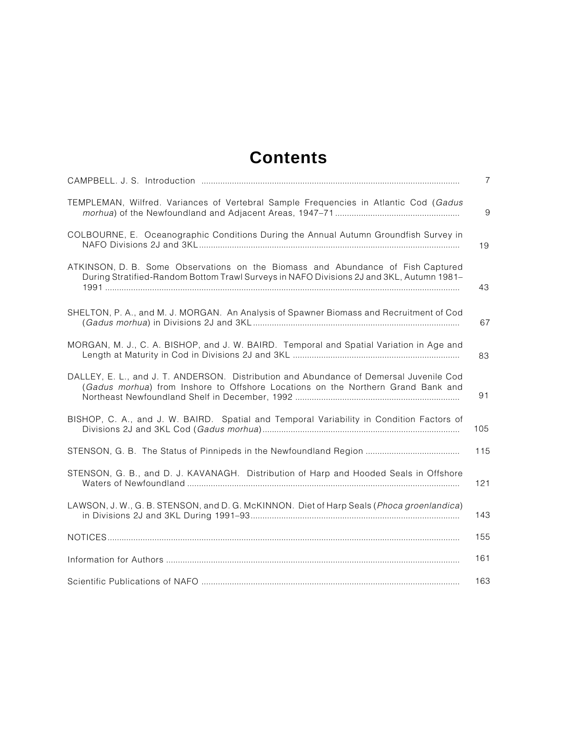# Contents

| | |
|---|---|
| CAMPBELL. J. S. Introduction | 7 |
| TEMPLEMAN, Wilfred. Variances of Vertebral Sample Frequencies in Atlantic Cod (*Gadus morhua*) of the Newfoundland and Adjacent Areas, 1947–71 | 9 |
| COLBOURNE, E. Oceanographic Conditions During the Annual Autumn Groundfish Survey in NAFO Divisions 2J and 3KL | 19 |
| ATKINSON, D. B. Some Observations on the Biomass and Abundance of Fish Captured During Stratified-Random Bottom Trawl Surveys in NAFO Divisions 2J and 3KL, Autumn 1981–1991 | 43 |
| SHELTON, P. A., and M. J. MORGAN. An Analysis of Spawner Biomass and Recruitment of Cod (*Gadus morhua*) in Divisions 2J and 3KL | 67 |
| MORGAN, M. J., C. A. BISHOP, and J. W. BAIRD. Temporal and Spatial Variation in Age and Length at Maturity in Cod in Divisions 2J and 3KL | 83 |
| DALLEY, E. L., and J. T. ANDERSON. Distribution and Abundance of Demersal Juvenile Cod (*Gadus morhua*) from Inshore to Offshore Locations on the Northern Grand Bank and Northeast Newfoundland Shelf in December, 1992 | 91 |
| BISHOP, C. A., and J. W. BAIRD. Spatial and Temporal Variability in Condition Factors of Divisions 2J and 3KL Cod (*Gadus morhua*) | 105 |
| STENSON, G. B. The Status of Pinnipeds in the Newfoundland Region | 115 |
| STENSON, G. B., and D. J. KAVANAGH. Distribution of Harp and Hooded Seals in Offshore Waters of Newfoundland | 121 |
| LAWSON, J. W., G. B. STENSON, and D. G. McKINNON. Diet of Harp Seals (*Phoca groenlandica*) in Divisions 2J and 3KL During 1991–93 | 143 |
| NOTICES | 155 |
| Information for Authors | 161 |
| Scientific Publications of NAFO | 163 |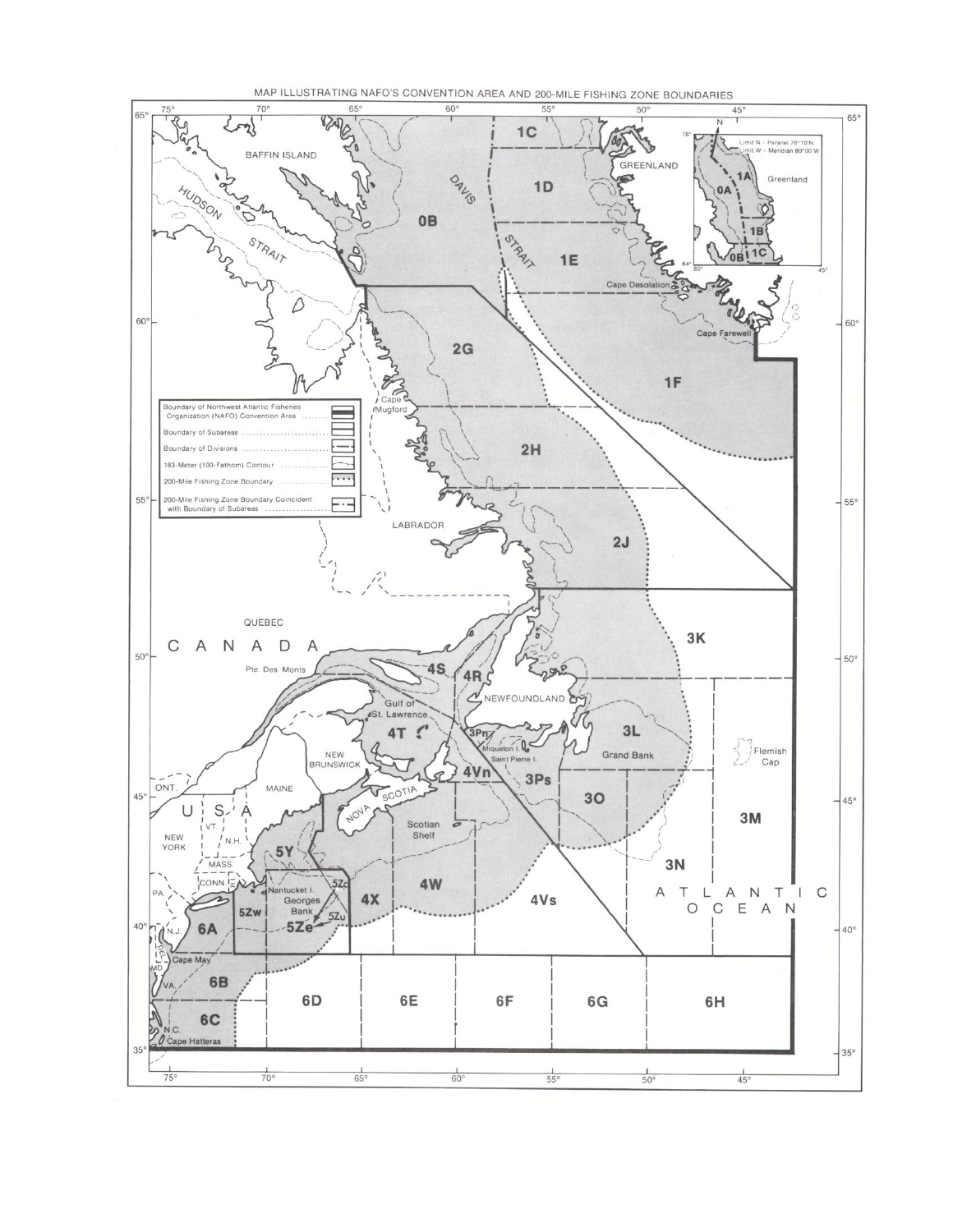MAP ILLUSTRATING NAFO'S CONVENTION AREA AND 200-MILE FISHING ZONE BOUNDARIES

- Boundary of Northwest Atlantic Fisheries Organization (NAFO) Convention Area
- Boundary of Subareas
- Boundary of Divisions
- 183-Meter (100-Fathom) Contour
- 200-Mile Fishing Zone Boundary
- 200-Mile Fishing Zone Boundary Coincident with Boundary of Subareas

Limit N – Parallel 78°10'N
Limit W – Meridian 80°00'W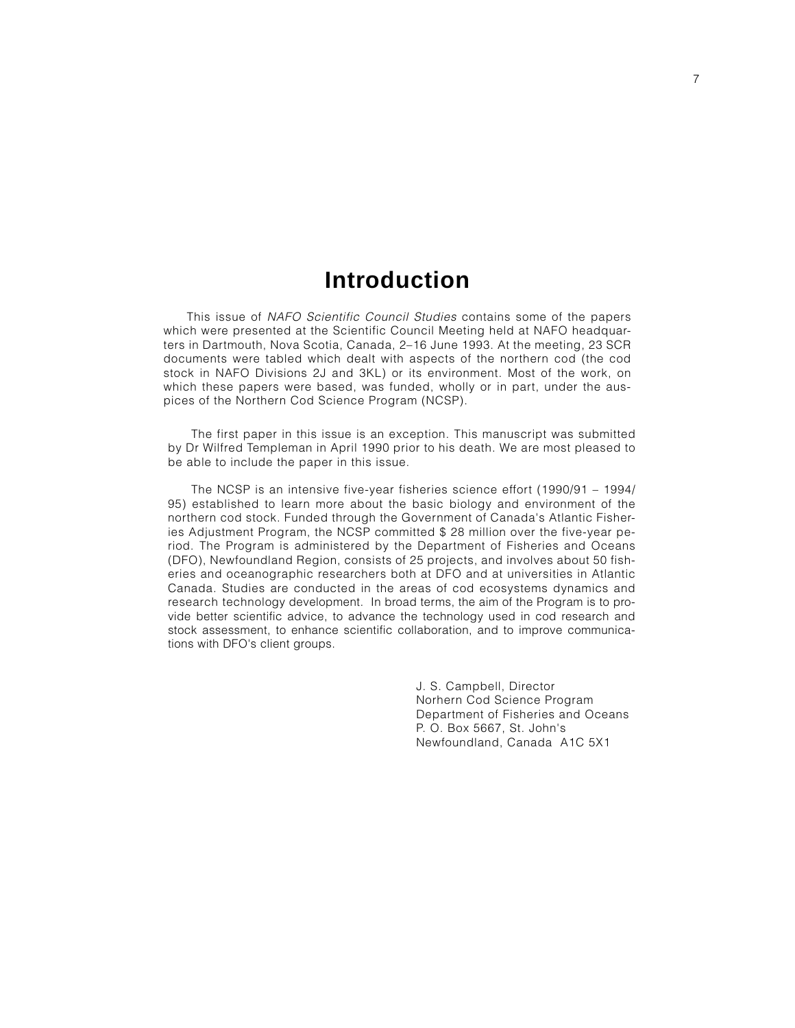# Introduction

This issue of *NAFO Scientific Council Studies* contains some of the papers which were presented at the Scientific Council Meeting held at NAFO headquarters in Dartmouth, Nova Scotia, Canada, 2–16 June 1993. At the meeting, 23 SCR documents were tabled which dealt with aspects of the northern cod (the cod stock in NAFO Divisions 2J and 3KL) or its environment. Most of the work, on which these papers were based, was funded, wholly or in part, under the auspices of the Northern Cod Science Program (NCSP).

The first paper in this issue is an exception. This manuscript was submitted by Dr Wilfred Templeman in April 1990 prior to his death. We are most pleased to be able to include the paper in this issue.

The NCSP is an intensive five-year fisheries science effort (1990/91 – 1994/95) established to learn more about the basic biology and environment of the northern cod stock. Funded through the Government of Canada's Atlantic Fisheries Adjustment Program, the NCSP committed $ 28 million over the five-year period. The Program is administered by the Department of Fisheries and Oceans (DFO), Newfoundland Region, consists of 25 projects, and involves about 50 fisheries and oceanographic researchers both at DFO and at universities in Atlantic Canada. Studies are conducted in the areas of cod ecosystems dynamics and research technology development. In broad terms, the aim of the Program is to provide better scientific advice, to advance the technology used in cod research and stock assessment, to enhance scientific collaboration, and to improve communications with DFO's client groups.

J. S. Campbell, Director  
Norhern Cod Science Program  
Department of Fisheries and Oceans  
P. O. Box 5667, St. John's  
Newfoundland, Canada A1C 5X1